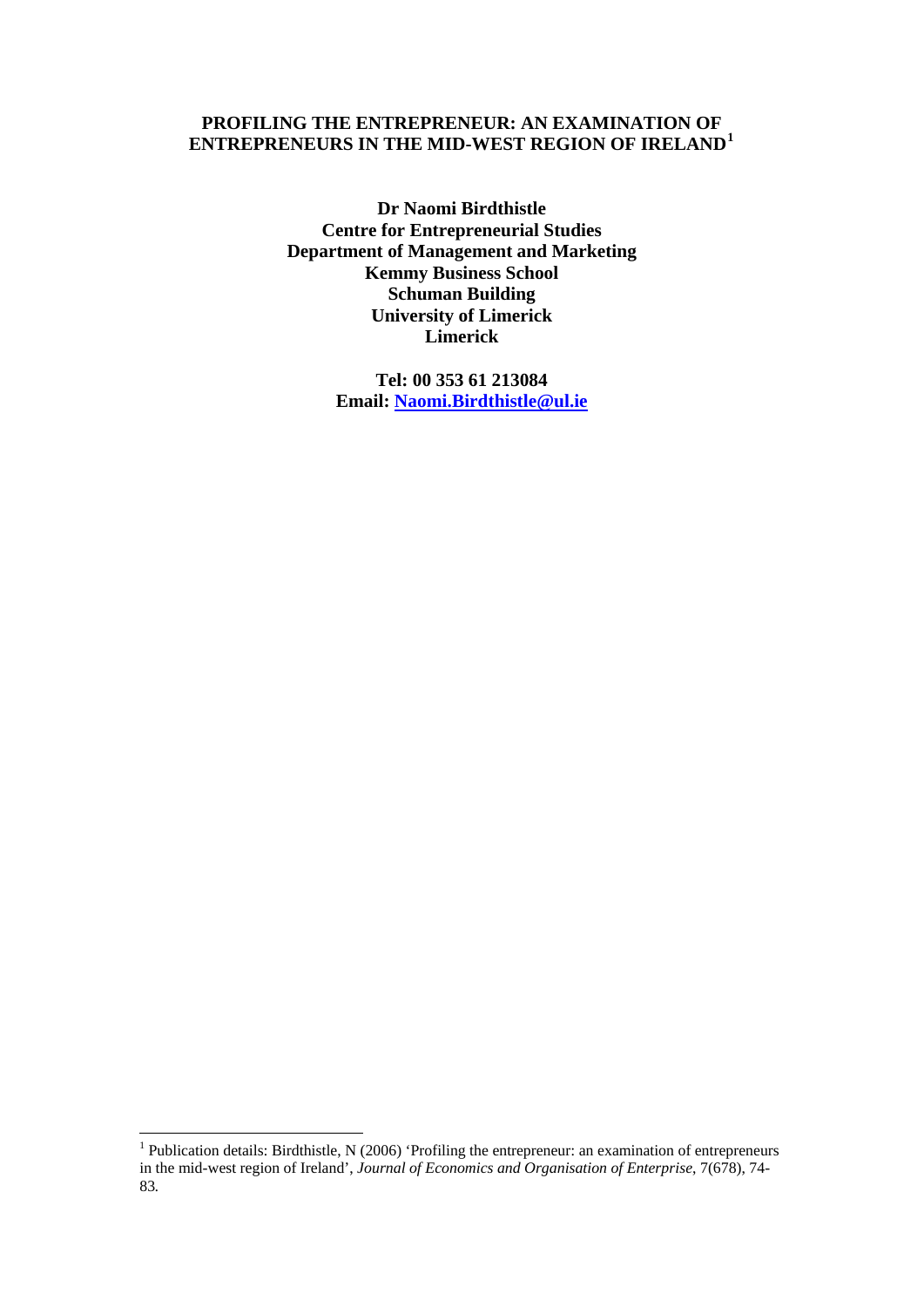# PROFILING THE ENTREPRENEUR: AN EXAMINATION OF ENTREPRENEURS IN THE MID-WEST REGION OF IRELAND[1]

**Dr Naomi Birdthistle**
**Centre for Entrepreneurial Studies**
**Department of Management and Marketing**
**Kemmy Business School**
**Schuman Building**
**University of Limerick**
**Limerick**

**Tel: 00 353 61 213084**
**Email: [Naomi.Birdthistle@ul.ie](mailto:Naomi.Birdthistle@ul.ie)**

---

[1] Publication details: Birdthistle, N (2006) 'Profiling the entrepreneur: an examination of entrepreneurs in the mid-west region of Ireland', *Journal of Economics and Organisation of Enterprise*, 7(678), 74-83.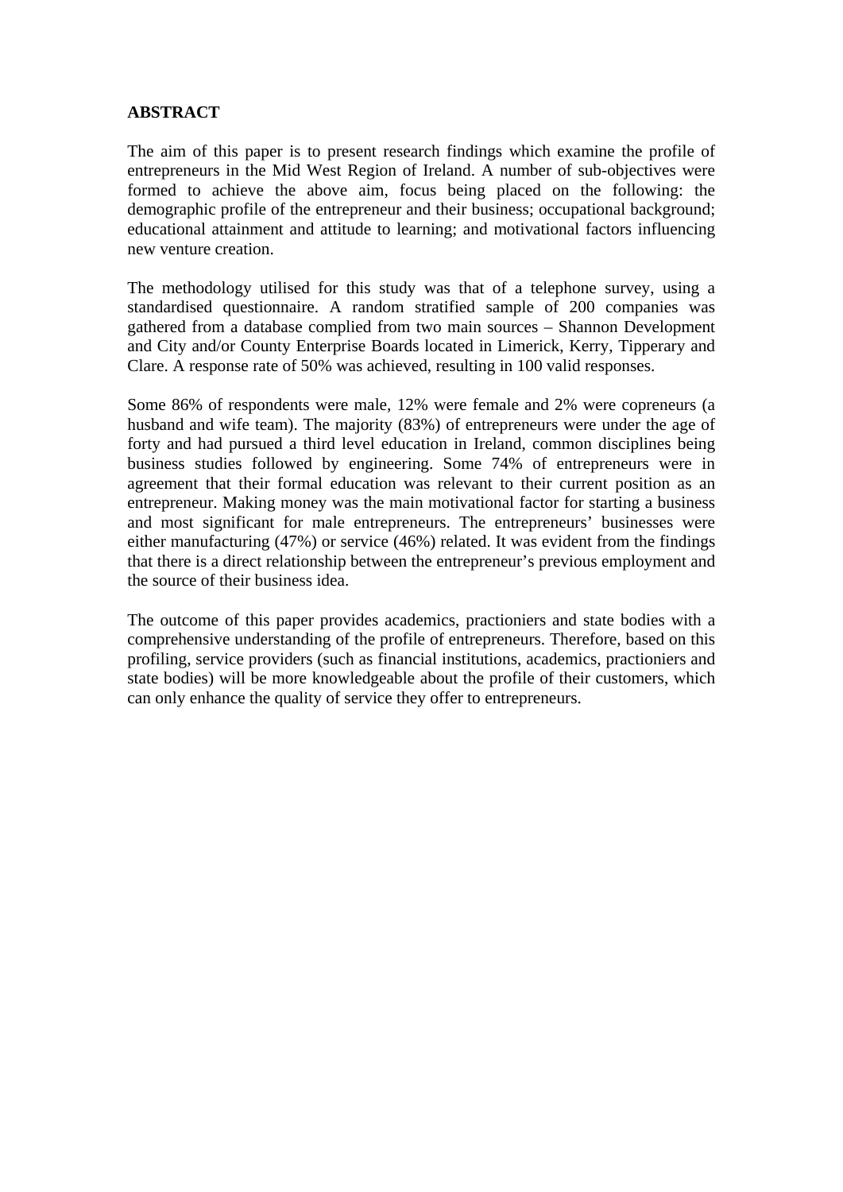**ABSTRACT**

The aim of this paper is to present research findings which examine the profile of entrepreneurs in the Mid West Region of Ireland. A number of sub-objectives were formed to achieve the above aim, focus being placed on the following: the demographic profile of the entrepreneur and their business; occupational background; educational attainment and attitude to learning; and motivational factors influencing new venture creation.

The methodology utilised for this study was that of a telephone survey, using a standardised questionnaire. A random stratified sample of 200 companies was gathered from a database complied from two main sources – Shannon Development and City and/or County Enterprise Boards located in Limerick, Kerry, Tipperary and Clare. A response rate of 50% was achieved, resulting in 100 valid responses.

Some 86% of respondents were male, 12% were female and 2% were copreneurs (a husband and wife team). The majority (83%) of entrepreneurs were under the age of forty and had pursued a third level education in Ireland, common disciplines being business studies followed by engineering. Some 74% of entrepreneurs were in agreement that their formal education was relevant to their current position as an entrepreneur. Making money was the main motivational factor for starting a business and most significant for male entrepreneurs. The entrepreneurs' businesses were either manufacturing (47%) or service (46%) related. It was evident from the findings that there is a direct relationship between the entrepreneur's previous employment and the source of their business idea.

The outcome of this paper provides academics, practioniers and state bodies with a comprehensive understanding of the profile of entrepreneurs. Therefore, based on this profiling, service providers (such as financial institutions, academics, practioniers and state bodies) will be more knowledgeable about the profile of their customers, which can only enhance the quality of service they offer to entrepreneurs.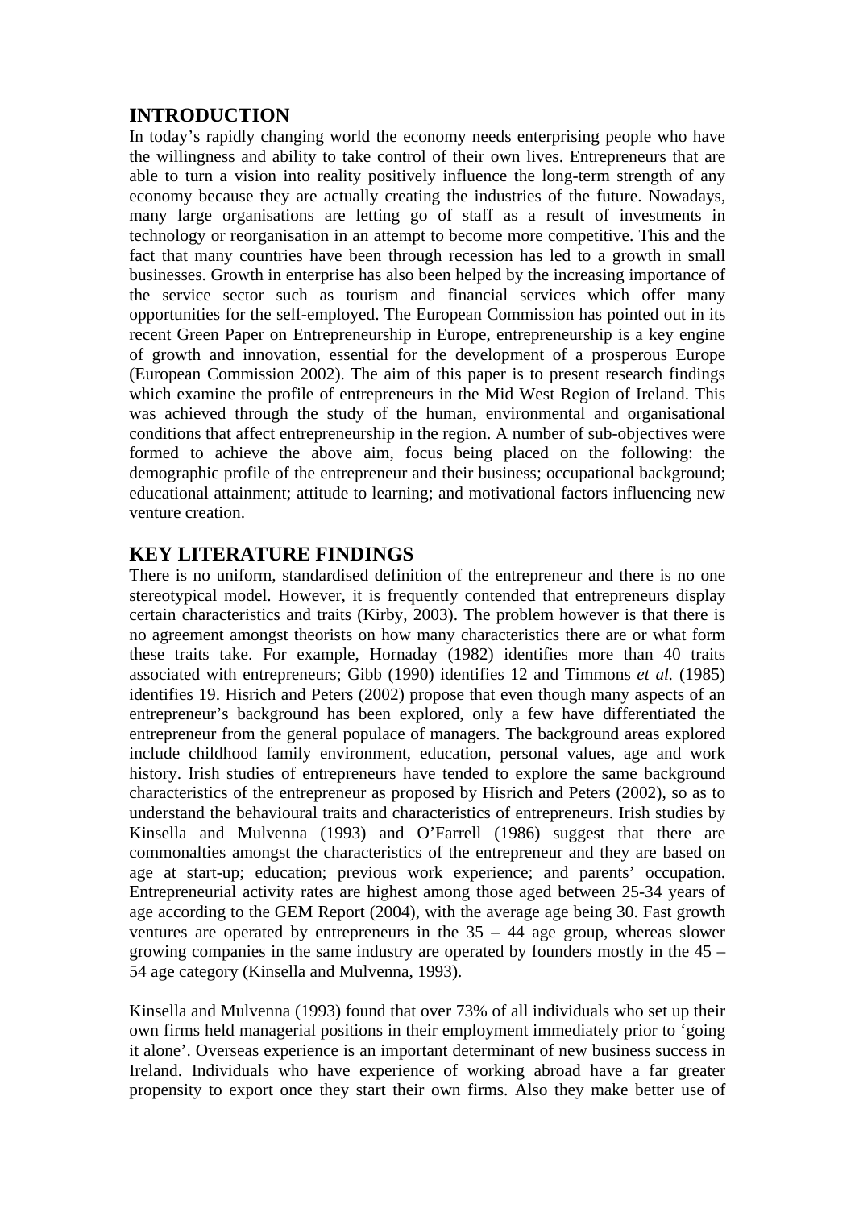## INTRODUCTION

In today's rapidly changing world the economy needs enterprising people who have the willingness and ability to take control of their own lives. Entrepreneurs that are able to turn a vision into reality positively influence the long-term strength of any economy because they are actually creating the industries of the future. Nowadays, many large organisations are letting go of staff as a result of investments in technology or reorganisation in an attempt to become more competitive. This and the fact that many countries have been through recession has led to a growth in small businesses. Growth in enterprise has also been helped by the increasing importance of the service sector such as tourism and financial services which offer many opportunities for the self-employed. The European Commission has pointed out in its recent Green Paper on Entrepreneurship in Europe, entrepreneurship is a key engine of growth and innovation, essential for the development of a prosperous Europe (European Commission 2002). The aim of this paper is to present research findings which examine the profile of entrepreneurs in the Mid West Region of Ireland. This was achieved through the study of the human, environmental and organisational conditions that affect entrepreneurship in the region. A number of sub-objectives were formed to achieve the above aim, focus being placed on the following: the demographic profile of the entrepreneur and their business; occupational background; educational attainment; attitude to learning; and motivational factors influencing new venture creation.

## KEY LITERATURE FINDINGS

There is no uniform, standardised definition of the entrepreneur and there is no one stereotypical model. However, it is frequently contended that entrepreneurs display certain characteristics and traits (Kirby, 2003). The problem however is that there is no agreement amongst theorists on how many characteristics there are or what form these traits take. For example, Hornaday (1982) identifies more than 40 traits associated with entrepreneurs; Gibb (1990) identifies 12 and Timmons *et al.* (1985) identifies 19. Hisrich and Peters (2002) propose that even though many aspects of an entrepreneur's background has been explored, only a few have differentiated the entrepreneur from the general populace of managers. The background areas explored include childhood family environment, education, personal values, age and work history. Irish studies of entrepreneurs have tended to explore the same background characteristics of the entrepreneur as proposed by Hisrich and Peters (2002), so as to understand the behavioural traits and characteristics of entrepreneurs. Irish studies by Kinsella and Mulvenna (1993) and O'Farrell (1986) suggest that there are commonalties amongst the characteristics of the entrepreneur and they are based on age at start-up; education; previous work experience; and parents' occupation. Entrepreneurial activity rates are highest among those aged between 25-34 years of age according to the GEM Report (2004), with the average age being 30. Fast growth ventures are operated by entrepreneurs in the 35 – 44 age group, whereas slower growing companies in the same industry are operated by founders mostly in the 45 – 54 age category (Kinsella and Mulvenna, 1993).

Kinsella and Mulvenna (1993) found that over 73% of all individuals who set up their own firms held managerial positions in their employment immediately prior to 'going it alone'. Overseas experience is an important determinant of new business success in Ireland. Individuals who have experience of working abroad have a far greater propensity to export once they start their own firms. Also they make better use of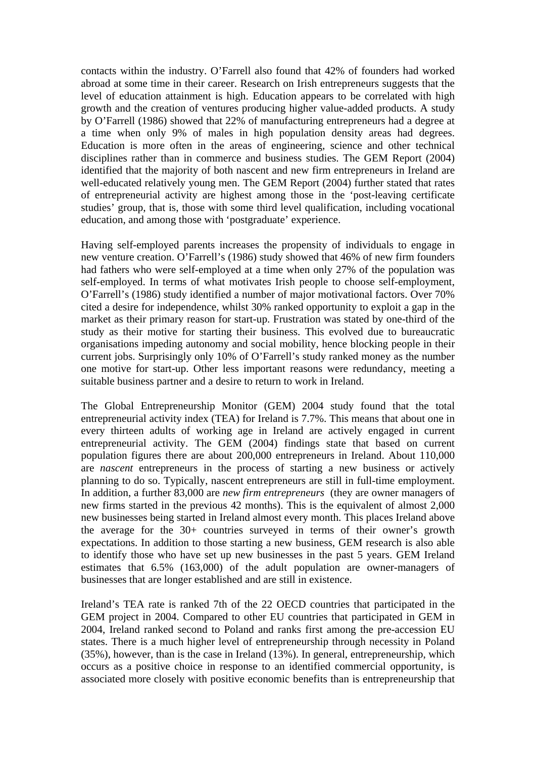contacts within the industry. O'Farrell also found that 42% of founders had worked abroad at some time in their career. Research on Irish entrepreneurs suggests that the level of education attainment is high. Education appears to be correlated with high growth and the creation of ventures producing higher value-added products. A study by O'Farrell (1986) showed that 22% of manufacturing entrepreneurs had a degree at a time when only 9% of males in high population density areas had degrees. Education is more often in the areas of engineering, science and other technical disciplines rather than in commerce and business studies. The GEM Report (2004) identified that the majority of both nascent and new firm entrepreneurs in Ireland are well-educated relatively young men. The GEM Report (2004) further stated that rates of entrepreneurial activity are highest among those in the 'post-leaving certificate studies' group, that is, those with some third level qualification, including vocational education, and among those with 'postgraduate' experience.

Having self-employed parents increases the propensity of individuals to engage in new venture creation. O'Farrell's (1986) study showed that 46% of new firm founders had fathers who were self-employed at a time when only 27% of the population was self-employed. In terms of what motivates Irish people to choose self-employment, O'Farrell's (1986) study identified a number of major motivational factors. Over 70% cited a desire for independence, whilst 30% ranked opportunity to exploit a gap in the market as their primary reason for start-up. Frustration was stated by one-third of the study as their motive for starting their business. This evolved due to bureaucratic organisations impeding autonomy and social mobility, hence blocking people in their current jobs. Surprisingly only 10% of O'Farrell's study ranked money as the number one motive for start-up. Other less important reasons were redundancy, meeting a suitable business partner and a desire to return to work in Ireland.

The Global Entrepreneurship Monitor (GEM) 2004 study found that the total entrepreneurial activity index (TEA) for Ireland is 7.7%. This means that about one in every thirteen adults of working age in Ireland are actively engaged in current entrepreneurial activity. The GEM (2004) findings state that based on current population figures there are about 200,000 entrepreneurs in Ireland. About 110,000 are *nascent* entrepreneurs in the process of starting a new business or actively planning to do so. Typically, nascent entrepreneurs are still in full-time employment. In addition, a further 83,000 are *new firm entrepreneurs* (they are owner managers of new firms started in the previous 42 months). This is the equivalent of almost 2,000 new businesses being started in Ireland almost every month. This places Ireland above the average for the 30+ countries surveyed in terms of their owner's growth expectations. In addition to those starting a new business, GEM research is also able to identify those who have set up new businesses in the past 5 years. GEM Ireland estimates that 6.5% (163,000) of the adult population are owner-managers of businesses that are longer established and are still in existence.

Ireland's TEA rate is ranked 7th of the 22 OECD countries that participated in the GEM project in 2004. Compared to other EU countries that participated in GEM in 2004, Ireland ranked second to Poland and ranks first among the pre-accession EU states. There is a much higher level of entrepreneurship through necessity in Poland (35%), however, than is the case in Ireland (13%). In general, entrepreneurship, which occurs as a positive choice in response to an identified commercial opportunity, is associated more closely with positive economic benefits than is entrepreneurship that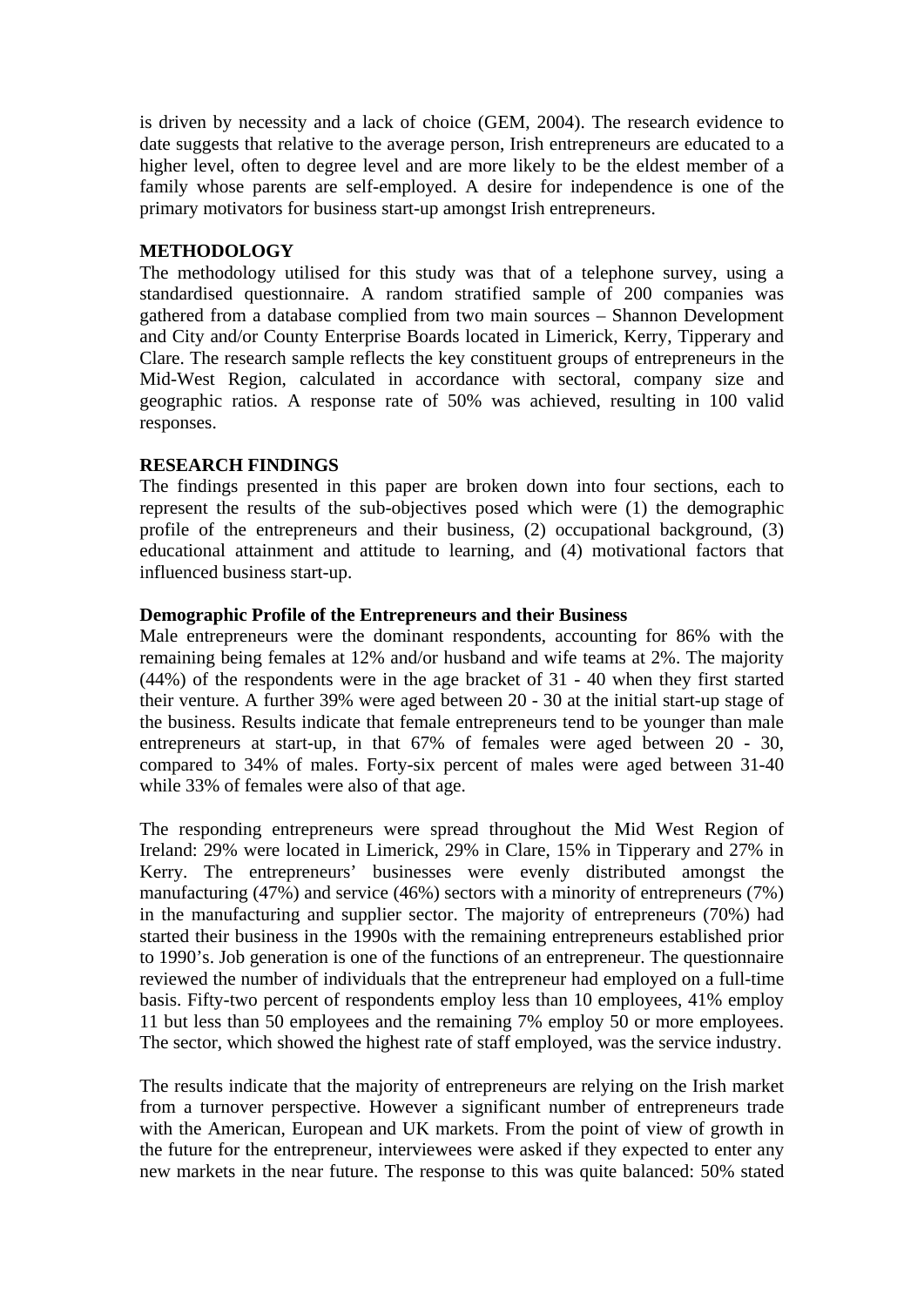is driven by necessity and a lack of choice (GEM, 2004). The research evidence to date suggests that relative to the average person, Irish entrepreneurs are educated to a higher level, often to degree level and are more likely to be the eldest member of a family whose parents are self-employed. A desire for independence is one of the primary motivators for business start-up amongst Irish entrepreneurs.

## METHODOLOGY

The methodology utilised for this study was that of a telephone survey, using a standardised questionnaire. A random stratified sample of 200 companies was gathered from a database complied from two main sources – Shannon Development and City and/or County Enterprise Boards located in Limerick, Kerry, Tipperary and Clare. The research sample reflects the key constituent groups of entrepreneurs in the Mid-West Region, calculated in accordance with sectoral, company size and geographic ratios. A response rate of 50% was achieved, resulting in 100 valid responses.

## RESEARCH FINDINGS

The findings presented in this paper are broken down into four sections, each to represent the results of the sub-objectives posed which were (1) the demographic profile of the entrepreneurs and their business, (2) occupational background, (3) educational attainment and attitude to learning, and (4) motivational factors that influenced business start-up.

### Demographic Profile of the Entrepreneurs and their Business

Male entrepreneurs were the dominant respondents, accounting for 86% with the remaining being females at 12% and/or husband and wife teams at 2%. The majority (44%) of the respondents were in the age bracket of 31 - 40 when they first started their venture. A further 39% were aged between 20 - 30 at the initial start-up stage of the business. Results indicate that female entrepreneurs tend to be younger than male entrepreneurs at start-up, in that 67% of females were aged between 20 - 30, compared to 34% of males. Forty-six percent of males were aged between 31-40 while 33% of females were also of that age.

The responding entrepreneurs were spread throughout the Mid West Region of Ireland: 29% were located in Limerick, 29% in Clare, 15% in Tipperary and 27% in Kerry. The entrepreneurs' businesses were evenly distributed amongst the manufacturing (47%) and service (46%) sectors with a minority of entrepreneurs (7%) in the manufacturing and supplier sector. The majority of entrepreneurs (70%) had started their business in the 1990s with the remaining entrepreneurs established prior to 1990's. Job generation is one of the functions of an entrepreneur. The questionnaire reviewed the number of individuals that the entrepreneur had employed on a full-time basis. Fifty-two percent of respondents employ less than 10 employees, 41% employ 11 but less than 50 employees and the remaining 7% employ 50 or more employees. The sector, which showed the highest rate of staff employed, was the service industry.

The results indicate that the majority of entrepreneurs are relying on the Irish market from a turnover perspective. However a significant number of entrepreneurs trade with the American, European and UK markets. From the point of view of growth in the future for the entrepreneur, interviewees were asked if they expected to enter any new markets in the near future. The response to this was quite balanced: 50% stated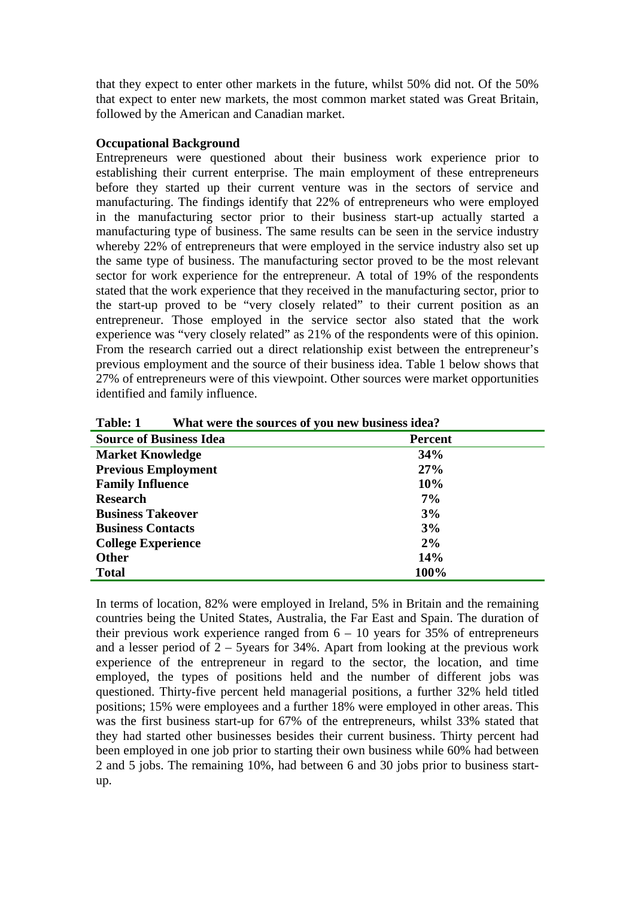that they expect to enter other markets in the future, whilst 50% did not. Of the 50% that expect to enter new markets, the most common market stated was Great Britain, followed by the American and Canadian market.

**Occupational Background**

Entrepreneurs were questioned about their business work experience prior to establishing their current enterprise. The main employment of these entrepreneurs before they started up their current venture was in the sectors of service and manufacturing. The findings identify that 22% of entrepreneurs who were employed in the manufacturing sector prior to their business start-up actually started a manufacturing type of business. The same results can be seen in the service industry whereby 22% of entrepreneurs that were employed in the service industry also set up the same type of business. The manufacturing sector proved to be the most relevant sector for work experience for the entrepreneur. A total of 19% of the respondents stated that the work experience that they received in the manufacturing sector, prior to the start-up proved to be "very closely related" to their current position as an entrepreneur. Those employed in the service sector also stated that the work experience was "very closely related" as 21% of the respondents were of this opinion. From the research carried out a direct relationship exist between the entrepreneur's previous employment and the source of their business idea. Table 1 below shows that 27% of entrepreneurs were of this viewpoint. Other sources were market opportunities identified and family influence.

**Table: 1 What were the sources of you new business idea?**

| Source of Business Idea | Percent |
|---|---|
| **Market Knowledge** | **34%** |
| **Previous Employment** | **27%** |
| **Family Influence** | **10%** |
| **Research** | **7%** |
| **Business Takeover** | **3%** |
| **Business Contacts** | **3%** |
| **College Experience** | **2%** |
| **Other** | **14%** |
| **Total** | **100%** |

In terms of location, 82% were employed in Ireland, 5% in Britain and the remaining countries being the United States, Australia, the Far East and Spain. The duration of their previous work experience ranged from 6 – 10 years for 35% of entrepreneurs and a lesser period of 2 – 5years for 34%. Apart from looking at the previous work experience of the entrepreneur in regard to the sector, the location, and time employed, the types of positions held and the number of different jobs was questioned. Thirty-five percent held managerial positions, a further 32% held titled positions; 15% were employees and a further 18% were employed in other areas. This was the first business start-up for 67% of the entrepreneurs, whilst 33% stated that they had started other businesses besides their current business. Thirty percent had been employed in one job prior to starting their own business while 60% had between 2 and 5 jobs. The remaining 10%, had between 6 and 30 jobs prior to business start-up.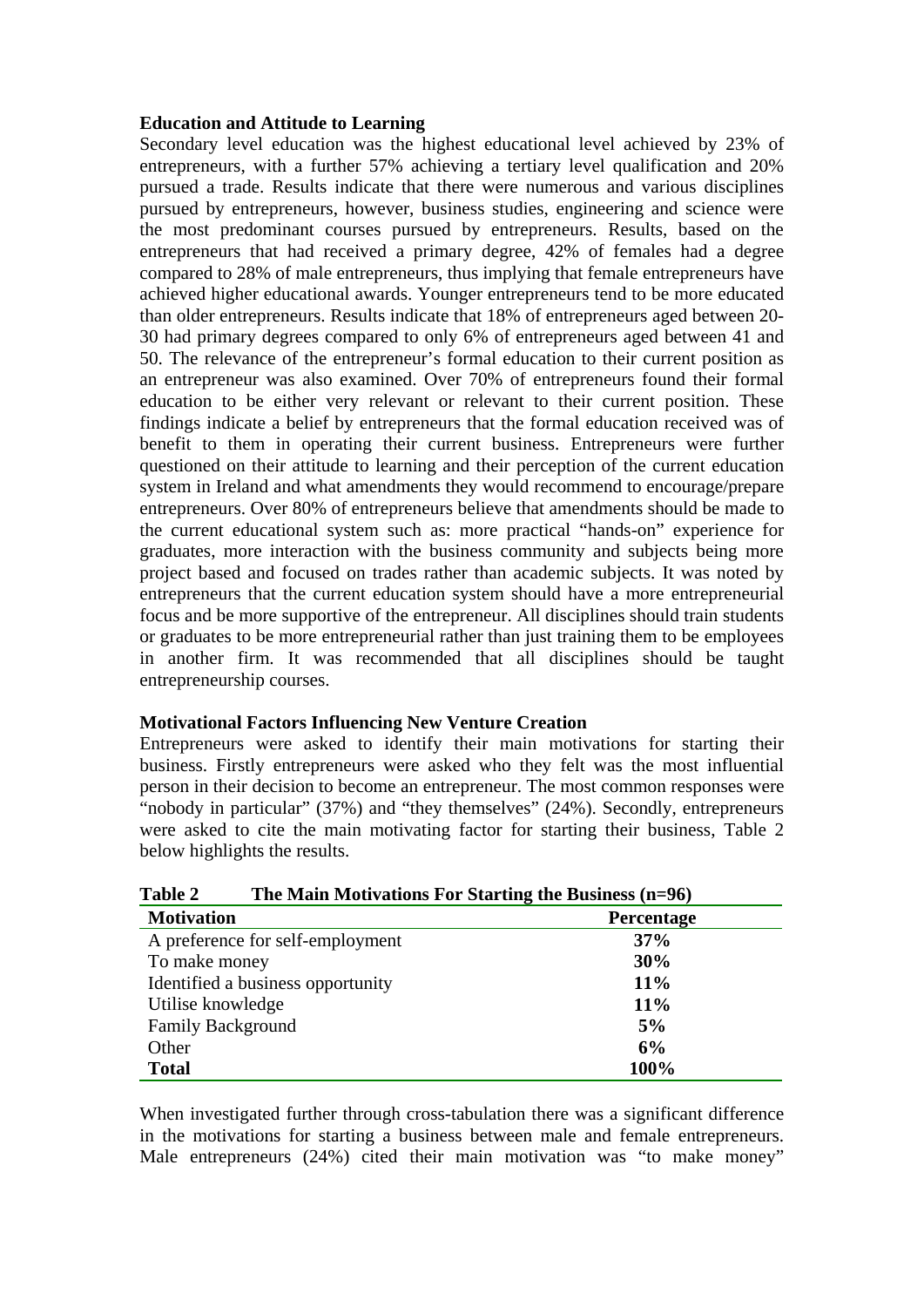### Education and Attitude to Learning

Secondary level education was the highest educational level achieved by 23% of entrepreneurs, with a further 57% achieving a tertiary level qualification and 20% pursued a trade. Results indicate that there were numerous and various disciplines pursued by entrepreneurs, however, business studies, engineering and science were the most predominant courses pursued by entrepreneurs. Results, based on the entrepreneurs that had received a primary degree, 42% of females had a degree compared to 28% of male entrepreneurs, thus implying that female entrepreneurs have achieved higher educational awards. Younger entrepreneurs tend to be more educated than older entrepreneurs. Results indicate that 18% of entrepreneurs aged between 20-30 had primary degrees compared to only 6% of entrepreneurs aged between 41 and 50. The relevance of the entrepreneur's formal education to their current position as an entrepreneur was also examined. Over 70% of entrepreneurs found their formal education to be either very relevant or relevant to their current position. These findings indicate a belief by entrepreneurs that the formal education received was of benefit to them in operating their current business. Entrepreneurs were further questioned on their attitude to learning and their perception of the current education system in Ireland and what amendments they would recommend to encourage/prepare entrepreneurs. Over 80% of entrepreneurs believe that amendments should be made to the current educational system such as: more practical "hands-on" experience for graduates, more interaction with the business community and subjects being more project based and focused on trades rather than academic subjects. It was noted by entrepreneurs that the current education system should have a more entrepreneurial focus and be more supportive of the entrepreneur. All disciplines should train students or graduates to be more entrepreneurial rather than just training them to be employees in another firm. It was recommended that all disciplines should be taught entrepreneurship courses.

### Motivational Factors Influencing New Venture Creation

Entrepreneurs were asked to identify their main motivations for starting their business. Firstly entrepreneurs were asked who they felt was the most influential person in their decision to become an entrepreneur. The most common responses were "nobody in particular" (37%) and "they themselves" (24%). Secondly, entrepreneurs were asked to cite the main motivating factor for starting their business, Table 2 below highlights the results.

**Table 2 The Main Motivations For Starting the Business (n=96)**

| Motivation | Percentage |
|---|---|
| A preference for self-employment | **37%** |
| To make money | **30%** |
| Identified a business opportunity | **11%** |
| Utilise knowledge | **11%** |
| Family Background | **5%** |
| Other | **6%** |
| **Total** | **100%** |

When investigated further through cross-tabulation there was a significant difference in the motivations for starting a business between male and female entrepreneurs. Male entrepreneurs (24%) cited their main motivation was "to make money"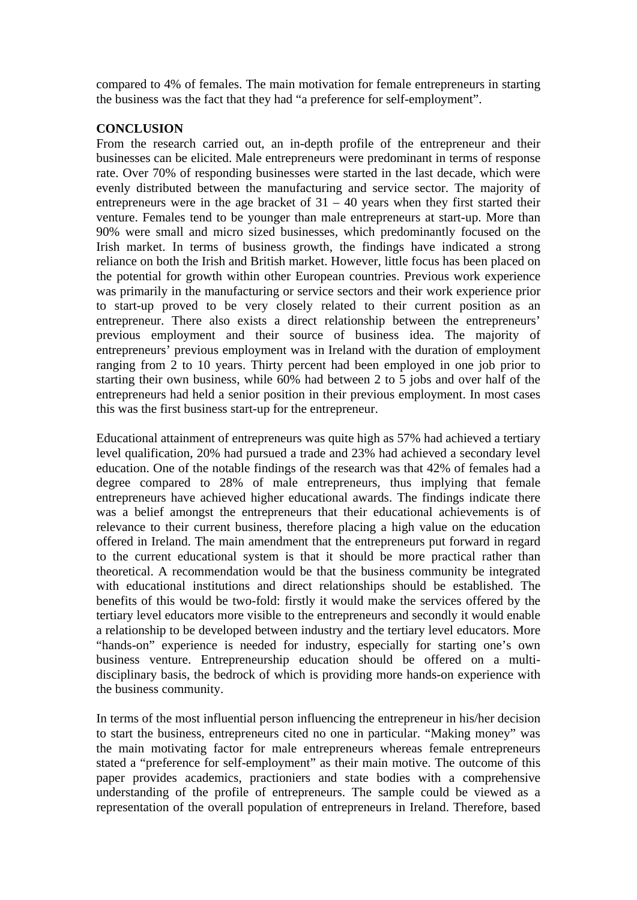compared to 4% of females. The main motivation for female entrepreneurs in starting the business was the fact that they had "a preference for self-employment".

## CONCLUSION

From the research carried out, an in-depth profile of the entrepreneur and their businesses can be elicited. Male entrepreneurs were predominant in terms of response rate. Over 70% of responding businesses were started in the last decade, which were evenly distributed between the manufacturing and service sector. The majority of entrepreneurs were in the age bracket of 31 – 40 years when they first started their venture. Females tend to be younger than male entrepreneurs at start-up. More than 90% were small and micro sized businesses, which predominantly focused on the Irish market. In terms of business growth, the findings have indicated a strong reliance on both the Irish and British market. However, little focus has been placed on the potential for growth within other European countries. Previous work experience was primarily in the manufacturing or service sectors and their work experience prior to start-up proved to be very closely related to their current position as an entrepreneur. There also exists a direct relationship between the entrepreneurs' previous employment and their source of business idea. The majority of entrepreneurs' previous employment was in Ireland with the duration of employment ranging from 2 to 10 years. Thirty percent had been employed in one job prior to starting their own business, while 60% had between 2 to 5 jobs and over half of the entrepreneurs had held a senior position in their previous employment. In most cases this was the first business start-up for the entrepreneur.

Educational attainment of entrepreneurs was quite high as 57% had achieved a tertiary level qualification, 20% had pursued a trade and 23% had achieved a secondary level education. One of the notable findings of the research was that 42% of females had a degree compared to 28% of male entrepreneurs, thus implying that female entrepreneurs have achieved higher educational awards. The findings indicate there was a belief amongst the entrepreneurs that their educational achievements is of relevance to their current business, therefore placing a high value on the education offered in Ireland. The main amendment that the entrepreneurs put forward in regard to the current educational system is that it should be more practical rather than theoretical. A recommendation would be that the business community be integrated with educational institutions and direct relationships should be established. The benefits of this would be two-fold: firstly it would make the services offered by the tertiary level educators more visible to the entrepreneurs and secondly it would enable a relationship to be developed between industry and the tertiary level educators. More "hands-on" experience is needed for industry, especially for starting one's own business venture. Entrepreneurship education should be offered on a multi-disciplinary basis, the bedrock of which is providing more hands-on experience with the business community.

In terms of the most influential person influencing the entrepreneur in his/her decision to start the business, entrepreneurs cited no one in particular. "Making money" was the main motivating factor for male entrepreneurs whereas female entrepreneurs stated a "preference for self-employment" as their main motive. The outcome of this paper provides academics, practioniers and state bodies with a comprehensive understanding of the profile of entrepreneurs. The sample could be viewed as a representation of the overall population of entrepreneurs in Ireland. Therefore, based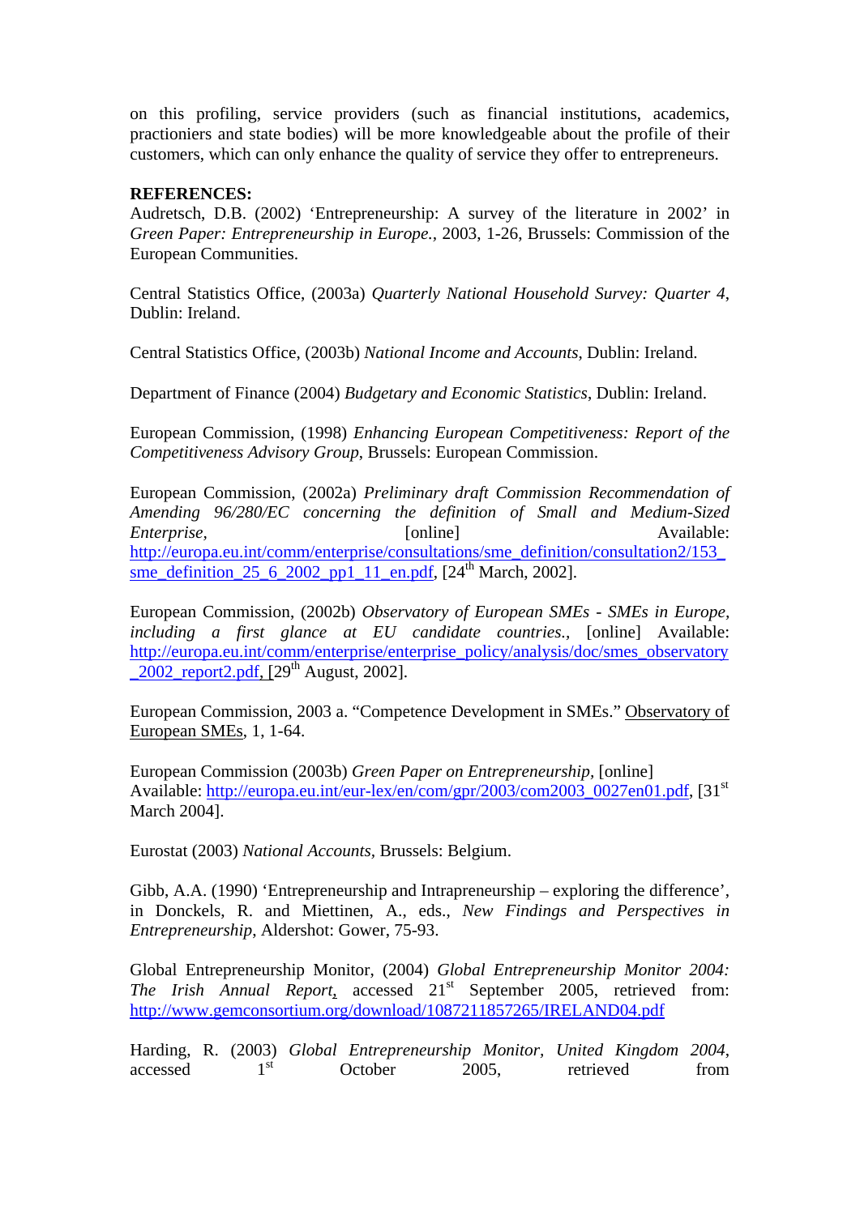on this profiling, service providers (such as financial institutions, academics, practioniers and state bodies) will be more knowledgeable about the profile of their customers, which can only enhance the quality of service they offer to entrepreneurs.

**REFERENCES:**

Audretsch, D.B. (2002) 'Entrepreneurship: A survey of the literature in 2002' in *Green Paper: Entrepreneurship in Europe.*, 2003, 1-26, Brussels: Commission of the European Communities.

Central Statistics Office, (2003a) *Quarterly National Household Survey: Quarter 4*, Dublin: Ireland.

Central Statistics Office, (2003b) *National Income and Accounts*, Dublin: Ireland.

Department of Finance (2004) *Budgetary and Economic Statistics*, Dublin: Ireland.

European Commission, (1998) *Enhancing European Competitiveness: Report of the Competitiveness Advisory Group*, Brussels: European Commission.

European Commission, (2002a) *Preliminary draft Commission Recommendation of Amending 96/280/EC concerning the definition of Small and Medium-Sized Enterprise*, [online] Available: http://europa.eu.int/comm/enterprise/consultations/sme_definition/consultation2/153_sme_definition_25_6_2002_pp1_11_en.pdf, [24th March, 2002].

European Commission, (2002b) *Observatory of European SMEs - SMEs in Europe, including a first glance at EU candidate countries.*, [online] Available: http://europa.eu.int/comm/enterprise/enterprise_policy/analysis/doc/smes_observatory_2002_report2.pdf, [29th August, 2002].

European Commission, 2003 a. "Competence Development in SMEs." Observatory of European SMEs, 1, 1-64.

European Commission (2003b) *Green Paper on Entrepreneurship*, [online] Available: http://europa.eu.int/eur-lex/en/com/gpr/2003/com2003_0027en01.pdf, [31st March 2004].

Eurostat (2003) *National Accounts*, Brussels: Belgium.

Gibb, A.A. (1990) 'Entrepreneurship and Intrapreneurship – exploring the difference', in Donckels, R. and Miettinen, A., eds., *New Findings and Perspectives in Entrepreneurship*, Aldershot: Gower, 75-93.

Global Entrepreneurship Monitor, (2004) *Global Entrepreneurship Monitor 2004: The Irish Annual Report*, accessed 21st September 2005, retrieved from: http://www.gemconsortium.org/download/1087211857265/IRELAND04.pdf

Harding, R. (2003) *Global Entrepreneurship Monitor*, *United Kingdom 2004*, accessed 1st October 2005, retrieved from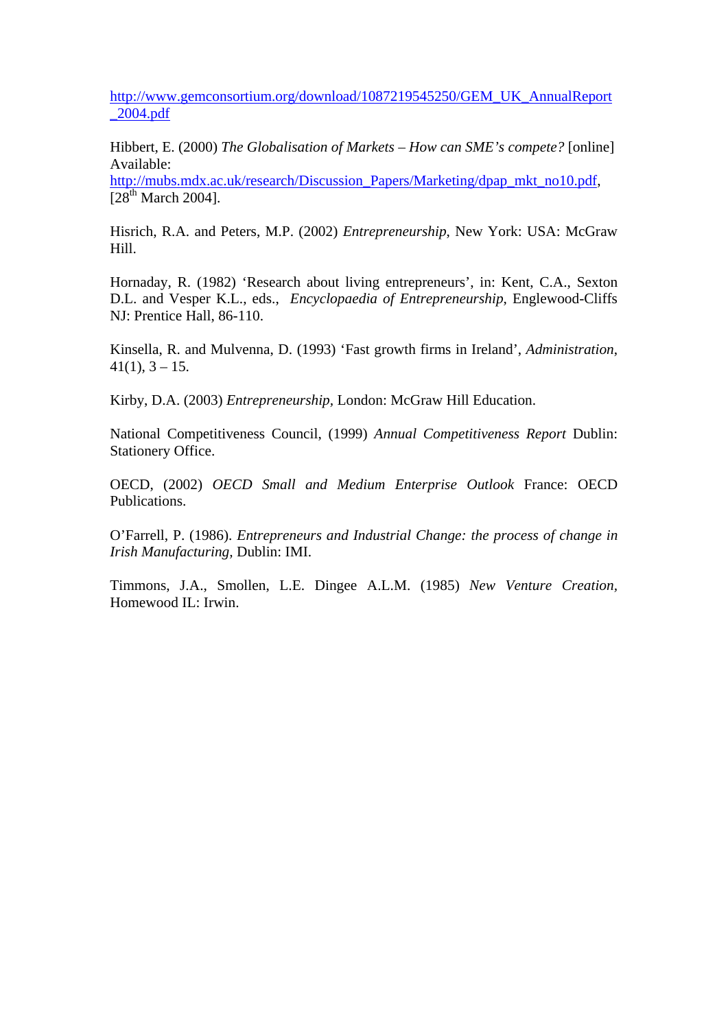http://www.gemconsortium.org/download/1087219545250/GEM_UK_AnnualReport_2004.pdf

Hibbert, E. (2000) *The Globalisation of Markets – How can SME's compete?* [online] Available: http://mubs.mdx.ac.uk/research/Discussion_Papers/Marketing/dpap_mkt_no10.pdf, [28th March 2004].

Hisrich, R.A. and Peters, M.P. (2002) *Entrepreneurship*, New York: USA: McGraw Hill.

Hornaday, R. (1982) 'Research about living entrepreneurs', in: Kent, C.A., Sexton D.L. and Vesper K.L., eds., *Encyclopaedia of Entrepreneurship*, Englewood-Cliffs NJ: Prentice Hall, 86-110.

Kinsella, R. and Mulvenna, D. (1993) 'Fast growth firms in Ireland', *Administration*, 41(1), 3 – 15.

Kirby, D.A. (2003) *Entrepreneurship*, London: McGraw Hill Education.

National Competitiveness Council, (1999) *Annual Competitiveness Report* Dublin: Stationery Office.

OECD, (2002) *OECD Small and Medium Enterprise Outlook* France: OECD Publications.

O'Farrell, P. (1986). *Entrepreneurs and Industrial Change: the process of change in Irish Manufacturing*, Dublin: IMI.

Timmons, J.A., Smollen, L.E. Dingee A.L.M. (1985) *New Venture Creation*, Homewood IL: Irwin.